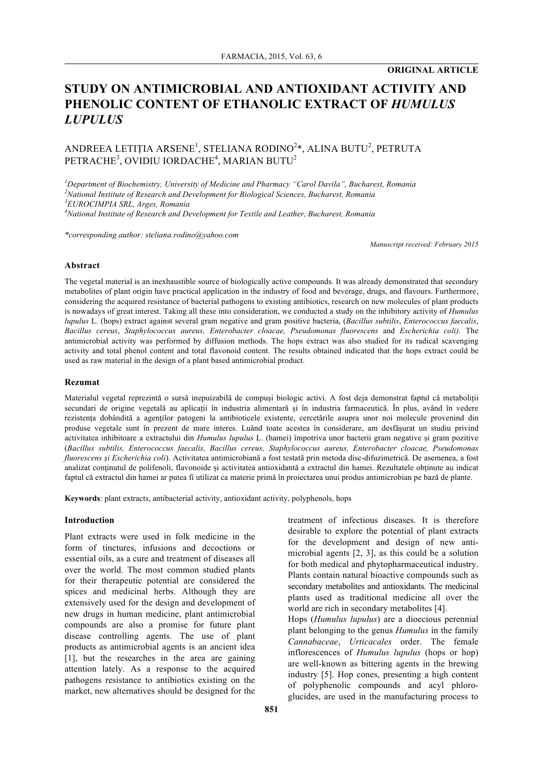**ORIGINAL ARTICLE**

# STUDY ON ANTIMICROBIAL AND ANTIOXIDANT ACTIVITY AND PHENOLIC CONTENT OF ETHANOLIC EXTRACT OF *HUMULUS LUPULUS*

ANDREEA LETIȚIA ARSENE[1], STELIANA RODINO[2]*, ALINA BUTU[2], PETRUTA PETRACHE[3], OVIDIU IORDACHE[4], MARIAN BUTU[2]

*[1]Department of Biochemistry, University of Medicine and Pharmacy "Carol Davila", Bucharest, Romania*
*[2]National Institute of Research and Development for Biological Sciences, Bucharest, Romania*
*[3]EUROCIMPIA SRL, Arges, Romania*
*[4]National Institute of Research and Development for Textile and Leather, Bucharest, Romania*

*\*corresponding author: steliana.rodino@yahoo.com*

*Manuscript received: February 2015*

### Abstract

The vegetal material is an inexhaustible source of biologically active compounds. It was already demonstrated that secondary metabolites of plant origin have practical application in the industry of food and beverage, drugs, and flavours. Furthermore, considering the acquired resistance of bacterial pathogens to existing antibiotics, research on new molecules of plant products is nowadays of great interest. Taking all these into consideration, we conducted a study on the inhibitory activity of *Humulus lupulus* L. (hops) extract against several gram negative and gram positive bacteria, (*Bacillus subtilis*, *Enterococcus faecalis*, *Bacillus cereus*, *Staphylococcus aureus, Enterobacter cloacae, Pseudomonas fluorescens* and *Escherichia coli).* The antimicrobial activity was performed by diffusion methods. The hops extract was also studied for its radical scavenging activity and total phenol content and total flavonoid content. The results obtained indicated that the hops extract could be used as raw material in the design of a plant based antimicrobial product.

### Rezumat

Materialul vegetal reprezintă o sursă inepuizabilă de compuși biologic activi. A fost deja demonstrat faptul că metaboliții secundari de origine vegetală au aplicații în industria alimentară și în industria farmaceutică. În plus, având în vedere rezistența dobândită a agenților patogeni la antibioticele existente, cercetările asupra unor noi molecule provenind din produse vegetale sunt în prezent de mare interes. Luând toate acestea în considerare, am desfășurat un studiu privind activitatea inhibitoare a extractului din *Humulus lupulus* L. (hamei) împotriva unor bacterii gram negative și gram pozitive (*Bacillus subtilis, Enterococcus faecalis, Bacillus cereus, Staphylococcus aureus, Enterobacter cloacae, Pseudomonas fluorescens și Escherichia coli*). Activitatea antimicrobiană a fost testată prin metoda disc-difuzimetrică. De asemenea, a fost analizat conținutul de polifenoli, flavonoide și activitatea antioxidantă a extractul din hamei. Rezultatele obținute au indicat faptul că extractul din hamei ar putea fi utilizat ca materie primă în proiectarea unui produs antimicrobian pe bază de plante.

**Keywords**: plant extracts, antibacterial activity, antioxidant activity, polyphenols, hops

### Introduction

Plant extracts were used in folk medicine in the form of tinctures, infusions and decoctions or essential oils, as a cure and treatment of diseases all over the world. The most common studied plants for their therapeutic potential are considered the spices and medicinal herbs. Although they are extensively used for the design and development of new drugs in human medicine, plant antimicrobial compounds are also a promise for future plant disease controlling agents. The use of plant products as antimicrobial agents is an ancient idea [1], but the researches in the area are gaining attention lately. As a response to the acquired pathogens resistance to antibiotics existing on the market, new alternatives should be designed for the treatment of infectious diseases. It is therefore desirable to explore the potential of plant extracts for the development and design of new anti-microbial agents [2, 3], as this could be a solution for both medical and phytopharmaceutical industry. Plants contain natural bioactive compounds such as secondary metabolites and antioxidants. The medicinal plants used as traditional medicine all over the world are rich in secondary metabolites [4].

Hops (*Humulus lupulus*) are a dioecious perennial plant belonging to the genus *Humulus* in the family *Cannabaceae*, *Urticacales* order. The female inflorescences of *Humulus lupulus* (hops or hop) are well-known as bittering agents in the brewing industry [5]. Hop cones, presenting a high content of polyphenolic compounds and acyl phloroglucides, are used in the manufacturing process to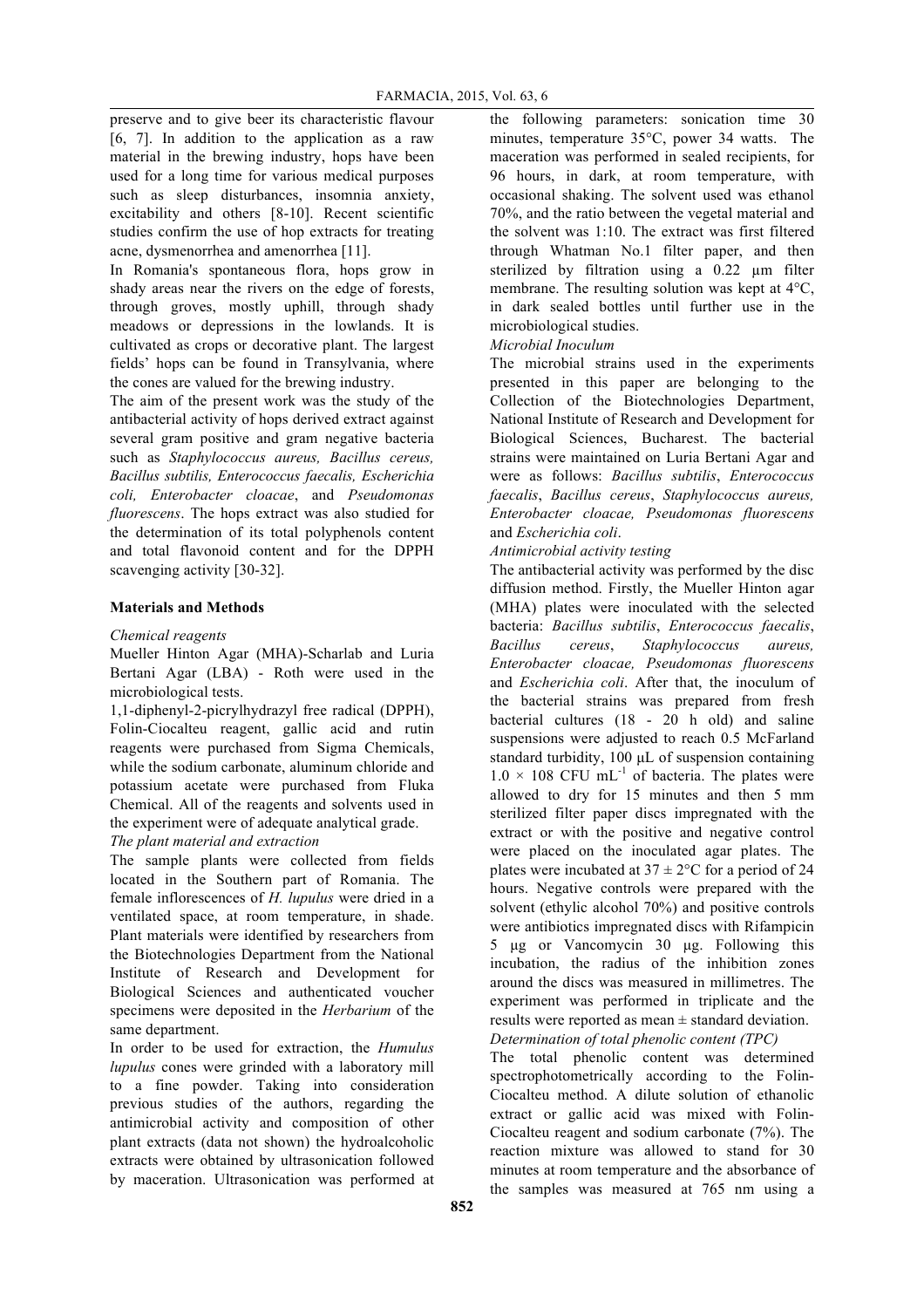preserve and to give beer its characteristic flavour [6, 7]. In addition to the application as a raw material in the brewing industry, hops have been used for a long time for various medical purposes such as sleep disturbances, insomnia anxiety, excitability and others [8-10]. Recent scientific studies confirm the use of hop extracts for treating acne, dysmenorrhea and amenorrhea [11].

In Romania's spontaneous flora, hops grow in shady areas near the rivers on the edge of forests, through groves, mostly uphill, through shady meadows or depressions in the lowlands. It is cultivated as crops or decorative plant. The largest fields' hops can be found in Transylvania, where the cones are valued for the brewing industry.

The aim of the present work was the study of the antibacterial activity of hops derived extract against several gram positive and gram negative bacteria such as *Staphylococcus aureus, Bacillus cereus, Bacillus subtilis, Enterococcus faecalis, Escherichia coli, Enterobacter cloacae*, and *Pseudomonas fluorescens*. The hops extract was also studied for the determination of its total polyphenols content and total flavonoid content and for the DPPH scavenging activity [30-32].

## Materials and Methods

*Chemical reagents*

Mueller Hinton Agar (MHA)-Scharlab and Luria Bertani Agar (LBA) - Roth were used in the microbiological tests.

1,1-diphenyl-2-picrylhydrazyl free radical (DPPH), Folin-Ciocalteu reagent, gallic acid and rutin reagents were purchased from Sigma Chemicals, while the sodium carbonate, aluminum chloride and potassium acetate were purchased from Fluka Chemical. All of the reagents and solvents used in the experiment were of adequate analytical grade.

*The plant material and extraction*

The sample plants were collected from fields located in the Southern part of Romania. The female inflorescences of *H. lupulus* were dried in a ventilated space, at room temperature, in shade. Plant materials were identified by researchers from the Biotechnologies Department from the National Institute of Research and Development for Biological Sciences and authenticated voucher specimens were deposited in the *Herbarium* of the same department.

In order to be used for extraction, the *Humulus lupulus* cones were grinded with a laboratory mill to a fine powder. Taking into consideration previous studies of the authors, regarding the antimicrobial activity and composition of other plant extracts (data not shown) the hydroalcoholic extracts were obtained by ultrasonication followed by maceration. Ultrasonication was performed at the following parameters: sonication time 30 minutes, temperature 35°C, power 34 watts. The maceration was performed in sealed recipients, for 96 hours, in dark, at room temperature, with occasional shaking. The solvent used was ethanol 70%, and the ratio between the vegetal material and the solvent was 1:10. The extract was first filtered through Whatman No.1 filter paper, and then sterilized by filtration using a 0.22 µm filter membrane. The resulting solution was kept at 4°C, in dark sealed bottles until further use in the microbiological studies.

*Microbial Inoculum*

The microbial strains used in the experiments presented in this paper are belonging to the Collection of the Biotechnologies Department, National Institute of Research and Development for Biological Sciences, Bucharest. The bacterial strains were maintained on Luria Bertani Agar and were as follows: *Bacillus subtilis*, *Enterococcus faecalis*, *Bacillus cereus*, *Staphylococcus aureus, Enterobacter cloacae, Pseudomonas fluorescens* and *Escherichia coli*.

*Antimicrobial activity testing*

The antibacterial activity was performed by the disc diffusion method. Firstly, the Mueller Hinton agar (MHA) plates were inoculated with the selected bacteria: *Bacillus subtilis*, *Enterococcus faecalis*, *Bacillus cereus*, *Staphylococcus aureus, Enterobacter cloacae, Pseudomonas fluorescens* and *Escherichia coli*. After that, the inoculum of the bacterial strains was prepared from fresh bacterial cultures (18 - 20 h old) and saline suspensions were adjusted to reach 0.5 McFarland standard turbidity, 100 µL of suspension containing $1.0 \times 108$ CFU $mL^{-1}$ of bacteria. The plates were allowed to dry for 15 minutes and then 5 mm sterilized filter paper discs impregnated with the extract or with the positive and negative control were placed on the inoculated agar plates. The plates were incubated at $37 \pm 2$°C for a period of 24 hours. Negative controls were prepared with the solvent (ethylic alcohol 70%) and positive controls were antibiotics impregnated discs with Rifampicin 5 µg or Vancomycin 30 µg. Following this incubation, the radius of the inhibition zones around the discs was measured in millimetres. The experiment was performed in triplicate and the results were reported as mean ± standard deviation.

*Determination of total phenolic content (TPC)*

The total phenolic content was determined spectrophotometrically according to the Folin-Ciocalteu method. A dilute solution of ethanolic extract or gallic acid was mixed with Folin-Ciocalteu reagent and sodium carbonate (7%). The reaction mixture was allowed to stand for 30 minutes at room temperature and the absorbance of the samples was measured at 765 nm using a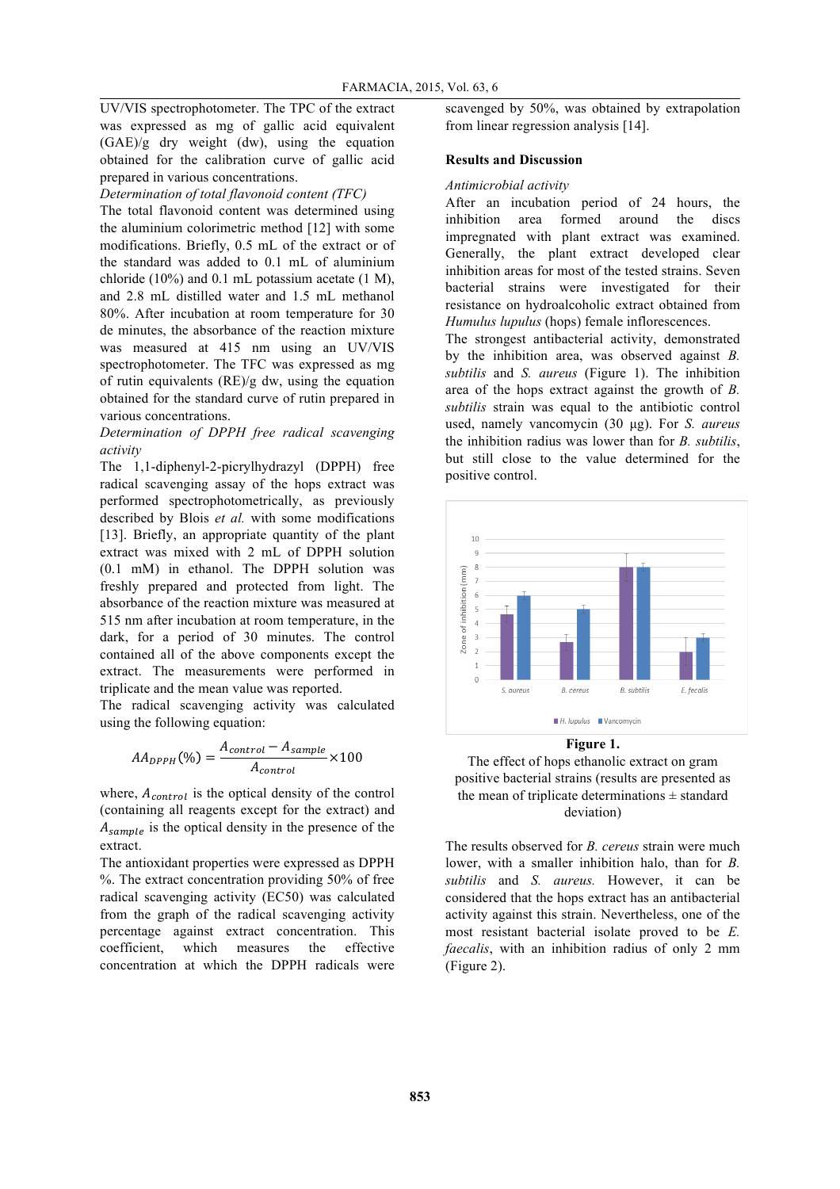UV/VIS spectrophotometer. The TPC of the extract was expressed as mg of gallic acid equivalent (GAE)/g dry weight (dw), using the equation obtained for the calibration curve of gallic acid prepared in various concentrations.

*Determination of total flavonoid content (TFC)*

The total flavonoid content was determined using the aluminium colorimetric method [12] with some modifications. Briefly, 0.5 mL of the extract or of the standard was added to 0.1 mL of aluminium chloride (10%) and 0.1 mL potassium acetate (1 M), and 2.8 mL distilled water and 1.5 mL methanol 80%. After incubation at room temperature for 30 de minutes, the absorbance of the reaction mixture was measured at 415 nm using an UV/VIS spectrophotometer. The TFC was expressed as mg of rutin equivalents (RE)/g dw, using the equation obtained for the standard curve of rutin prepared in various concentrations.

*Determination of DPPH free radical scavenging activity*

The 1,1-diphenyl-2-picrylhydrazyl (DPPH) free radical scavenging assay of the hops extract was performed spectrophotometrically, as previously described by Blois *et al.* with some modifications [13]. Briefly, an appropriate quantity of the plant extract was mixed with 2 mL of DPPH solution (0.1 mM) in ethanol. The DPPH solution was freshly prepared and protected from light. The absorbance of the reaction mixture was measured at 515 nm after incubation at room temperature, in the dark, for a period of 30 minutes. The control contained all of the above components except the extract. The measurements were performed in triplicate and the mean value was reported.

The radical scavenging activity was calculated using the following equation:

$$AA_{DPPH}(\%) = \frac{A_{control} - A_{sample}}{A_{control}} \times 100$$

where, $A_{control}$ is the optical density of the control (containing all reagents except for the extract) and $A_{sample}$ is the optical density in the presence of the extract.

The antioxidant properties were expressed as DPPH %. The extract concentration providing 50% of free radical scavenging activity (EC50) was calculated from the graph of the radical scavenging activity percentage against extract concentration. This coefficient, which measures the effective concentration at which the DPPH radicals were scavenged by 50%, was obtained by extrapolation from linear regression analysis [14].

## Results and Discussion

*Antimicrobial activity*

After an incubation period of 24 hours, the inhibition area formed around the discs impregnated with plant extract was examined. Generally, the plant extract developed clear inhibition areas for most of the tested strains. Seven bacterial strains were investigated for their resistance on hydroalcoholic extract obtained from *Humulus lupulus* (hops) female inflorescences.

The strongest antibacterial activity, demonstrated by the inhibition area, was observed against *B. subtilis* and *S. aureus* (Figure 1). The inhibition area of the hops extract against the growth of *B. subtilis* strain was equal to the antibiotic control used, namely vancomycin (30 µg). For *S. aureus* the inhibition radius was lower than for *B. subtilis*, but still close to the value determined for the positive control.

**Figure 1.**

The effect of hops ethanolic extract on gram positive bacterial strains (results are presented as the mean of triplicate determinations ± standard deviation)

The results observed for *B. cereus* strain were much lower, with a smaller inhibition halo, than for *B. subtilis* and *S. aureus.* However, it can be considered that the hops extract has an antibacterial activity against this strain. Nevertheless, one of the most resistant bacterial isolate proved to be *E. faecalis*, with an inhibition radius of only 2 mm (Figure 2).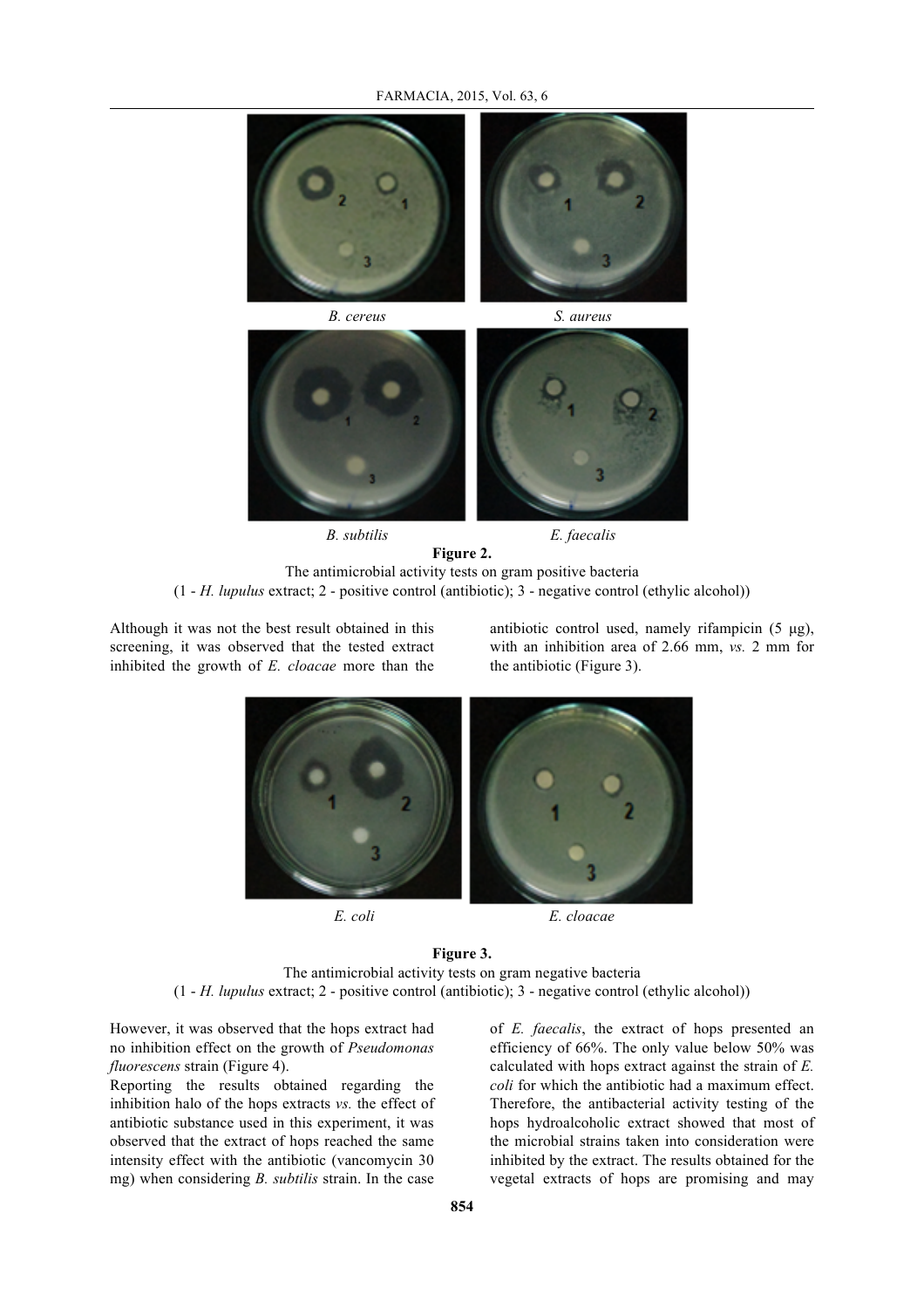*B. cereus* *S. aureus*

*B. subtilis* *E. faecalis*

**Figure 2.**
The antimicrobial activity tests on gram positive bacteria
(1 - *H. lupulus* extract; 2 - positive control (antibiotic); 3 - negative control (ethylic alcohol))

Although it was not the best result obtained in this screening, it was observed that the tested extract inhibited the growth of *E. cloacae* more than the antibiotic control used, namely rifampicin (5 μg), with an inhibition area of 2.66 mm, *vs.* 2 mm for the antibiotic (Figure 3).

*E. coli* *E. cloacae*

**Figure 3.**
The antimicrobial activity tests on gram negative bacteria
(1 - *H. lupulus* extract; 2 - positive control (antibiotic); 3 - negative control (ethylic alcohol))

However, it was observed that the hops extract had no inhibition effect on the growth of *Pseudomonas fluorescens* strain (Figure 4).

Reporting the results obtained regarding the inhibition halo of the hops extracts *vs.* the effect of antibiotic substance used in this experiment, it was observed that the extract of hops reached the same intensity effect with the antibiotic (vancomycin 30 mg) when considering *B. subtilis* strain. In the case of *E. faecalis*, the extract of hops presented an efficiency of 66%. The only value below 50% was calculated with hops extract against the strain of *E. coli* for which the antibiotic had a maximum effect. Therefore, the antibacterial activity testing of the hops hydroalcoholic extract showed that most of the microbial strains taken into consideration were inhibited by the extract. The results obtained for the vegetal extracts of hops are promising and may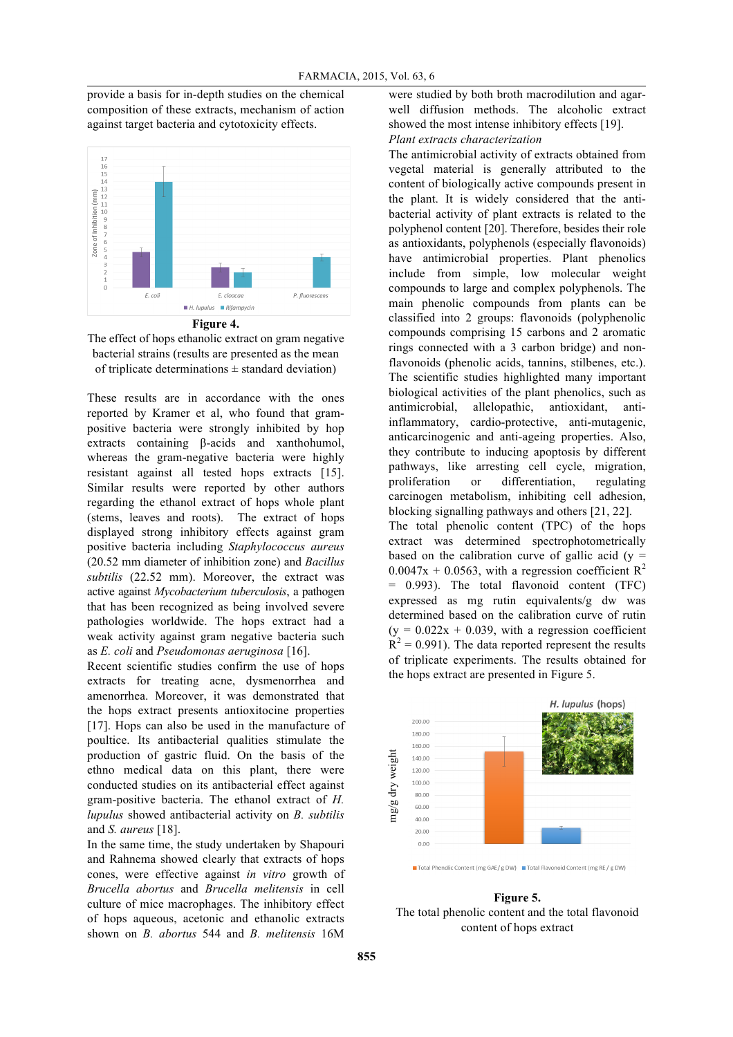provide a basis for in-depth studies on the chemical composition of these extracts, mechanism of action against target bacteria and cytotoxicity effects.

**Figure 4.**
The effect of hops ethanolic extract on gram negative bacterial strains (results are presented as the mean of triplicate determinations ± standard deviation)

These results are in accordance with the ones reported by Kramer et al, who found that gram-positive bacteria were strongly inhibited by hop extracts containing β-acids and xanthohumol, whereas the gram-negative bacteria were highly resistant against all tested hops extracts [15]. Similar results were reported by other authors regarding the ethanol extract of hops whole plant (stems, leaves and roots). The extract of hops displayed strong inhibitory effects against gram positive bacteria including *Staphylococcus aureus* (20.52 mm diameter of inhibition zone) and *Bacillus subtilis* (22.52 mm). Moreover, the extract was active against *Mycobacterium tuberculosis*, a pathogen that has been recognized as being involved severe pathologies worldwide. The hops extract had a weak activity against gram negative bacteria such as *E. coli* and *Pseudomonas aeruginosa* [16].

Recent scientific studies confirm the use of hops extracts for treating acne, dysmenorrhea and amenorrhea. Moreover, it was demonstrated that the hops extract presents antioxitocine properties [17]. Hops can also be used in the manufacture of poultice. Its antibacterial qualities stimulate the production of gastric fluid. On the basis of the ethno medical data on this plant, there were conducted studies on its antibacterial effect against gram-positive bacteria. The ethanol extract of *H. lupulus* showed antibacterial activity on *B. subtilis* and *S. aureus* [18].

In the same time, the study undertaken by Shapouri and Rahnema showed clearly that extracts of hops cones, were effective against *in vitro* growth of *Brucella abortus* and *Brucella melitensis* in cell culture of mice macrophages. The inhibitory effect of hops aqueous, acetonic and ethanolic extracts shown on *B. abortus* 544 and *B. melitensis* 16M were studied by both broth macrodilution and agar-well diffusion methods. The alcoholic extract showed the most intense inhibitory effects [19].

*Plant extracts characterization*

The antimicrobial activity of extracts obtained from vegetal material is generally attributed to the content of biologically active compounds present in the plant. It is widely considered that the anti-bacterial activity of plant extracts is related to the polyphenol content [20]. Therefore, besides their role as antioxidants, polyphenols (especially flavonoids) have antimicrobial properties. Plant phenolics include from simple, low molecular weight compounds to large and complex polyphenols. The main phenolic compounds from plants can be classified into 2 groups: flavonoids (polyphenolic compounds comprising 15 carbons and 2 aromatic rings connected with a 3 carbon bridge) and non-flavonoids (phenolic acids, tannins, stilbenes, etc.). The scientific studies highlighted many important biological activities of the plant phenolics, such as antimicrobial, allelopathic, antioxidant, anti-inflammatory, cardio-protective, anti-mutagenic, anticarcinogenic and anti-ageing properties. Also, they contribute to inducing apoptosis by different pathways, like arresting cell cycle, migration, proliferation or differentiation, regulating carcinogen metabolism, inhibiting cell adhesion, blocking signalling pathways and others [21, 22].

The total phenolic content (TPC) of the hops extract was determined spectrophotometrically based on the calibration curve of gallic acid ($y = 0.0047x + 0.0563$, with a regression coefficient $R^2 = 0.993$). The total flavonoid content (TFC) expressed as mg rutin equivalents/g dw was determined based on the calibration curve of rutin ($y = 0.022x + 0.039$, with a regression coefficient $R^2 = 0.991$). The data reported represent the results of triplicate experiments. The results obtained for the hops extract are presented in Figure 5.

**Figure 5.**
The total phenolic content and the total flavonoid content of hops extract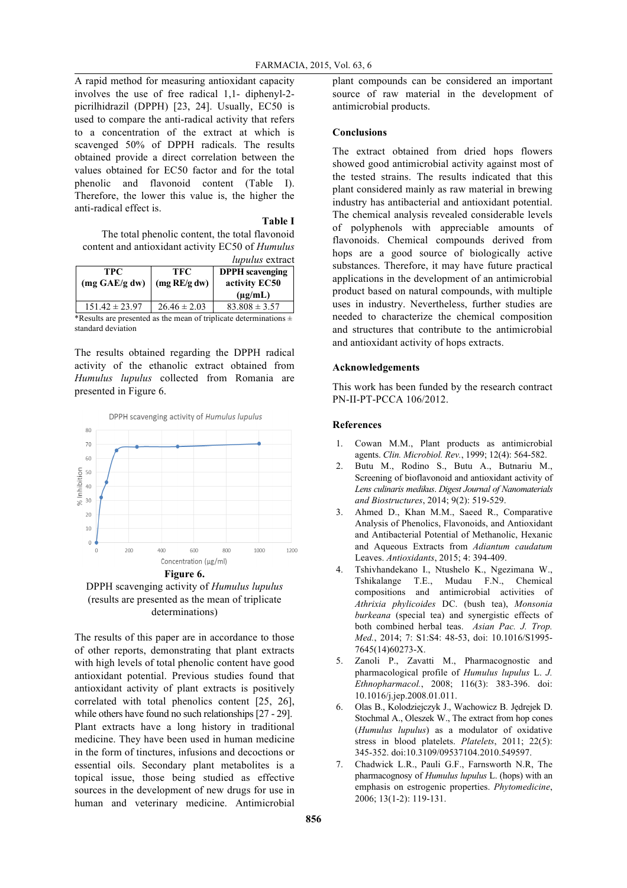A rapid method for measuring antioxidant capacity involves the use of free radical 1,1- diphenyl-2-picrilhidrazil (DPPH) [23, 24]. Usually, EC50 is used to compare the anti-radical activity that refers to a concentration of the extract at which is scavenged 50% of DPPH radicals. The results obtained provide a direct correlation between the values obtained for EC50 factor and for the total phenolic and flavonoid content (Table I). Therefore, the lower this value is, the higher the anti-radical effect is.

**Table I**

The total phenolic content, the total flavonoid content and antioxidant activity EC50 of *Humulus lupulus* extract

| TPC (mg GAE/g dw) | TFC (mg RE/g dw) | DPPH scavenging activity EC50 (µg/mL) |
|---|---|---|
| 151.42 ± 23.97 | 26.46 ± 2.03 | 83.808 ± 3.57 |

*Results are presented as the mean of triplicate determinations ± standard deviation

The results obtained regarding the DPPH radical activity of the ethanolic extract obtained from *Humulus lupulus* collected from Romania are presented in Figure 6.

**Figure 6.**
DPPH scavenging activity of *Humulus lupulus* (results are presented as the mean of triplicate determinations)

The results of this paper are in accordance to those of other reports, demonstrating that plant extracts with high levels of total phenolic content have good antioxidant potential. Previous studies found that antioxidant activity of plant extracts is positively correlated with total phenolics content [25, 26], while others have found no such relationships [27 - 29]. Plant extracts have a long history in traditional medicine. They have been used in human medicine in the form of tinctures, infusions and decoctions or essential oils. Secondary plant metabolites is a topical issue, those being studied as effective sources in the development of new drugs for use in human and veterinary medicine. Antimicrobial plant compounds can be considered an important source of raw material in the development of antimicrobial products.

## Conclusions

The extract obtained from dried hops flowers showed good antimicrobial activity against most of the tested strains. The results indicated that this plant considered mainly as raw material in brewing industry has antibacterial and antioxidant potential. The chemical analysis revealed considerable levels of polyphenols with appreciable amounts of flavonoids. Chemical compounds derived from hops are a good source of biologically active substances. Therefore, it may have future practical applications in the development of an antimicrobial product based on natural compounds, with multiple uses in industry. Nevertheless, further studies are needed to characterize the chemical composition and structures that contribute to the antimicrobial and antioxidant activity of hops extracts.

## Acknowledgements

This work has been funded by the research contract PN-II-PT-PCCA 106/2012.

## References

1. Cowan M.M., Plant products as antimicrobial agents. *Clin. Microbiol. Rev.*, 1999; 12(4): 564-582.
2. Butu M., Rodino S., Butu A., Butnariu M., Screening of bioflavonoid and antioxidant activity of *Lens culinaris medikus*. *Digest Journal of Nanomaterials and Biostructures*, 2014; 9(2): 519-529.
3. Ahmed D., Khan M.M., Saeed R., Comparative Analysis of Phenolics, Flavonoids, and Antioxidant and Antibacterial Potential of Methanolic, Hexanic and Aqueous Extracts from *Adiantum caudatum* Leaves. *Antioxidants*, 2015; 4: 394-409.
4. Tshivhandekano I., Ntushelo K., Ngezimana W., Tshikalange T.E., Mudau F.N., Chemical compositions and antimicrobial activities of *Athrixia phylicoides* DC. (bush tea), *Monsonia burkeana* (special tea) and synergistic effects of both combined herbal teas. *Asian Pac. J. Trop. Med.*, 2014; 7: S1:S4: 48-53, doi: 10.1016/S1995-7645(14)60273-X.
5. Zanoli P., Zavatti M., Pharmacognostic and pharmacological profile of *Humulus lupulus* L. *J. Ethnopharmacol.*, 2008; 116(3): 383-396. doi: 10.1016/j.jep.2008.01.011.
6. Olas B., Kolodziejczyk J., Wachowicz B. Jędrejek D. Stochmal A., Oleszek W., The extract from hop cones (*Humulus lupulus*) as a modulator of oxidative stress in blood platelets. *Platelets*, 2011; 22(5): 345-352. doi:10.3109/09537104.2010.549597.
7. Chadwick L.R., Pauli G.F., Farnsworth N.R, The pharmacognosy of *Humulus lupulus* L. (hops) with an emphasis on estrogenic properties. *Phytomedicine*, 2006; 13(1-2): 119-131.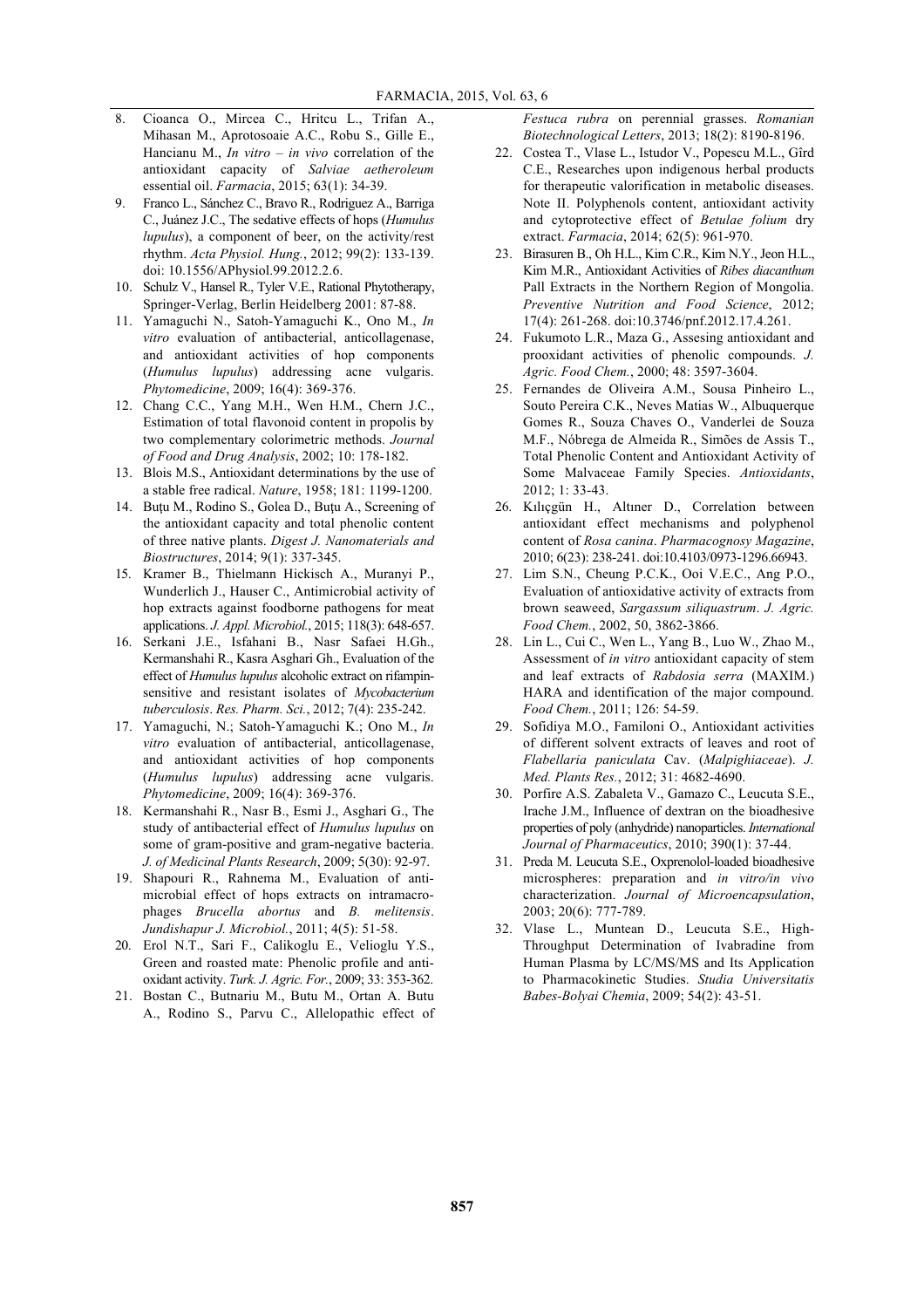8. Cioanca O., Mircea C., Hritcu L., Trifan A., Mihasan M., Aprotosoaie A.C., Robu S., Gille E., Hancianu M., *In vitro – in vivo* correlation of the antioxidant capacity of *Salviae aetheroleum* essential oil. *Farmacia*, 2015; 63(1): 34-39.
9. Franco L., Sánchez C., Bravo R., Rodriguez A., Barriga C., Juánez J.C., The sedative effects of hops (*Humulus lupulus*), a component of beer, on the activity/rest rhythm. *Acta Physiol. Hung.*, 2012; 99(2): 133-139. doi: 10.1556/APhysiol.99.2012.2.6.
10. Schulz V., Hansel R., Tyler V.E., Rational Phytotherapy, Springer-Verlag, Berlin Heidelberg 2001: 87-88.
11. Yamaguchi N., Satoh-Yamaguchi K., Ono M., *In vitro* evaluation of antibacterial, anticollagenase, and antioxidant activities of hop components (*Humulus lupulus*) addressing acne vulgaris. *Phytomedicine*, 2009; 16(4): 369-376.
12. Chang C.C., Yang M.H., Wen H.M., Chern J.C., Estimation of total flavonoid content in propolis by two complementary colorimetric methods. *Journal of Food and Drug Analysis*, 2002; 10: 178-182.
13. Blois M.S., Antioxidant determinations by the use of a stable free radical. *Nature*, 1958; 181: 1199-1200.
14. Buţu M., Rodino S., Golea D., Buţu A., Screening of the antioxidant capacity and total phenolic content of three native plants. *Digest J. Nanomaterials and Biostructures*, 2014; 9(1): 337-345.
15. Kramer B., Thielmann Hickisch A., Muranyi P., Wunderlich J., Hauser C., Antimicrobial activity of hop extracts against foodborne pathogens for meat applications. *J. Appl. Microbiol.*, 2015; 118(3): 648-657.
16. Serkani J.E., Isfahani B., Nasr Safaei H.Gh., Kermanshahi R., Kasra Asghari Gh., Evaluation of the effect of *Humulus lupulus* alcoholic extract on rifampin-sensitive and resistant isolates of *Mycobacterium tuberculosis*. *Res. Pharm. Sci.*, 2012; 7(4): 235-242.
17. Yamaguchi, N.; Satoh-Yamaguchi K.; Ono M., *In vitro* evaluation of antibacterial, anticollagenase, and antioxidant activities of hop components (*Humulus lupulus*) addressing acne vulgaris. *Phytomedicine*, 2009; 16(4): 369-376.
18. Kermanshahi R., Nasr B., Esmi J., Asghari G., The study of antibacterial effect of *Humulus lupulus* on some of gram-positive and gram-negative bacteria. *J. of Medicinal Plants Research*, 2009; 5(30): 92-97.
19. Shapouri R., Rahnema M., Evaluation of anti-microbial effect of hops extracts on intramacrophages *Brucella abortus* and *B. melitensis*. *Jundishapur J. Microbiol.*, 2011; 4(5): 51-58.
20. Erol N.T., Sari F., Calikoglu E., Velioglu Y.S., Green and roasted mate: Phenolic profile and antioxidant activity. *Turk. J. Agric. For.*, 2009; 33: 353-362.
21. Bostan C., Butnariu M., Butu M., Ortan A. Butu A., Rodino S., Parvu C., Allelopathic effect of *Festuca rubra* on perennial grasses. *Romanian Biotechnological Letters*, 2013; 18(2): 8190-8196.
22. Costea T., Vlase L., Istudor V., Popescu M.L., Gîrd C.E., Researches upon indigenous herbal products for therapeutic valorification in metabolic diseases. Note II. Polyphenols content, antioxidant activity and cytoprotective effect of *Betulae folium* dry extract. *Farmacia*, 2014; 62(5): 961-970.
23. Birasuren B., Oh H.L., Kim C.R., Kim N.Y., Jeon H.L., Kim M.R., Antioxidant Activities of *Ribes diacanthum* Pall Extracts in the Northern Region of Mongolia. *Preventive Nutrition and Food Science*, 2012; 17(4): 261-268. doi:10.3746/pnf.2012.17.4.261.
24. Fukumoto L.R., Maza G., Assesing antioxidant and prooxidant activities of phenolic compounds. *J. Agric. Food Chem.*, 2000; 48: 3597-3604.
25. Fernandes de Oliveira A.M., Sousa Pinheiro L., Souto Pereira C.K., Neves Matias W., Albuquerque Gomes R., Souza Chaves O., Vanderlei de Souza M.F., Nóbrega de Almeida R., Simões de Assis T., Total Phenolic Content and Antioxidant Activity of Some Malvaceae Family Species. *Antioxidants*, 2012; 1: 33-43.
26. Kılıçgün H., Altıner D., Correlation between antioxidant effect mechanisms and polyphenol content of *Rosa canina*. *Pharmacognosy Magazine*, 2010; 6(23): 238-241. doi:10.4103/0973-1296.66943.
27. Lim S.N., Cheung P.C.K., Ooi V.E.C., Ang P.O., Evaluation of antioxidative activity of extracts from brown seaweed, *Sargassum siliquastrum*. *J. Agric. Food Chem.*, 2002, 50, 3862-3866.
28. Lin L., Cui C., Wen L., Yang B., Luo W., Zhao M., Assessment of *in vitro* antioxidant capacity of stem and leaf extracts of *Rabdosia serra* (MAXIM.) HARA and identification of the major compound. *Food Chem.*, 2011; 126: 54-59.
29. Sofidiya M.O., Familoni O., Antioxidant activities of different solvent extracts of leaves and root of *Flabellaria paniculata* Cav. (*Malpighiaceae*). *J. Med. Plants Res.*, 2012; 31: 4682-4690.
30. Porfire A.S. Zabaleta V., Gamazo C., Leucuta S.E., Irache J.M., Influence of dextran on the bioadhesive properties of poly (anhydride) nanoparticles. *International Journal of Pharmaceutics*, 2010; 390(1): 37-44.
31. Preda M. Leucuta S.E., Oxprenolol-loaded bioadhesive microspheres: preparation and *in vitro/in vivo* characterization. *Journal of Microencapsulation*, 2003; 20(6): 777-789.
32. Vlase L., Muntean D., Leucuta S.E., High-Throughput Determination of Ivabradine from Human Plasma by LC/MS/MS and Its Application to Pharmacokinetic Studies. *Studia Universitatis Babes-Bolyai Chemia*, 2009; 54(2): 43-51.